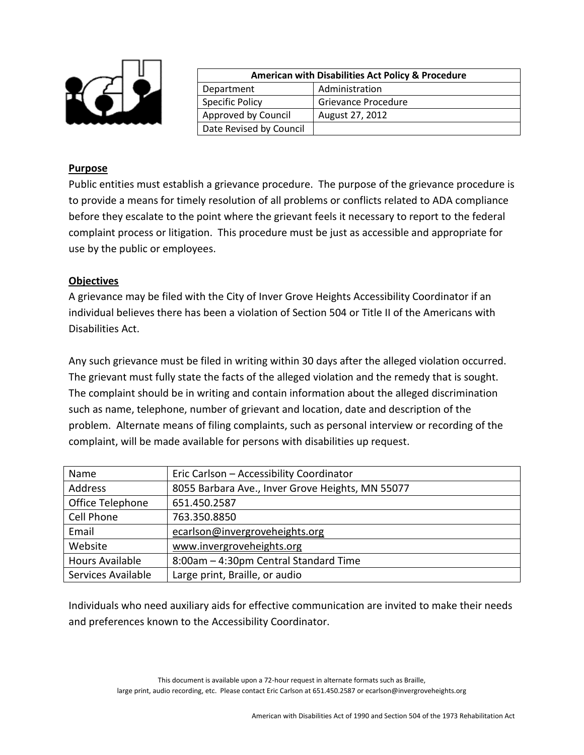| American with Disabilities Act Policy & Procedure | |
|---|---|
| Department | Administration |
| Specific Policy | Grievance Procedure |
| Approved by Council | August 27, 2012 |
| Date Revised by Council | |

**Purpose**

Public entities must establish a grievance procedure. The purpose of the grievance procedure is to provide a means for timely resolution of all problems or conflicts related to ADA compliance before they escalate to the point where the grievant feels it necessary to report to the federal complaint process or litigation. This procedure must be just as accessible and appropriate for use by the public or employees.

**Objectives**

A grievance may be filed with the City of Inver Grove Heights Accessibility Coordinator if an individual believes there has been a violation of Section 504 or Title II of the Americans with Disabilities Act.

Any such grievance must be filed in writing within 30 days after the alleged violation occurred. The grievant must fully state the facts of the alleged violation and the remedy that is sought. The complaint should be in writing and contain information about the alleged discrimination such as name, telephone, number of grievant and location, date and description of the problem. Alternate means of filing complaints, such as personal interview or recording of the complaint, will be made available for persons with disabilities up request.

| Name | Eric Carlson – Accessibility Coordinator |
|---|---|
| Address | 8055 Barbara Ave., Inver Grove Heights, MN 55077 |
| Office Telephone | 651.450.2587 |
| Cell Phone | 763.350.8850 |
| Email | ecarlson@invergroveheights.org |
| Website | www.invergroveheights.org |
| Hours Available | 8:00am – 4:30pm Central Standard Time |
| Services Available | Large print, Braille, or audio |

Individuals who need auxiliary aids for effective communication are invited to make their needs and preferences known to the Accessibility Coordinator.

This document is available upon a 72-hour request in alternate formats such as Braille, large print, audio recording, etc. Please contact Eric Carlson at 651.450.2587 or ecarlson@invergroveheights.org

American with Disabilities Act of 1990 and Section 504 of the 1973 Rehabilitation Act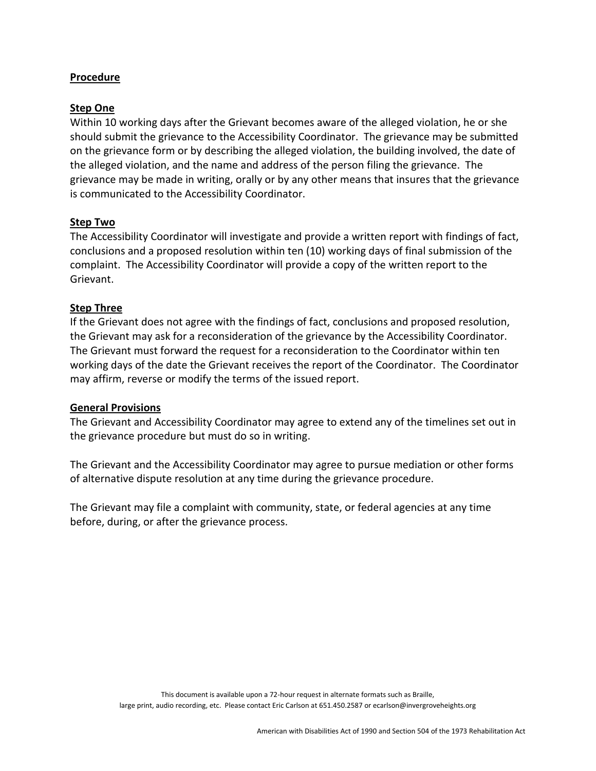## Procedure

### Step One

Within 10 working days after the Grievant becomes aware of the alleged violation, he or she should submit the grievance to the Accessibility Coordinator. The grievance may be submitted on the grievance form or by describing the alleged violation, the building involved, the date of the alleged violation, and the name and address of the person filing the grievance. The grievance may be made in writing, orally or by any other means that insures that the grievance is communicated to the Accessibility Coordinator.

### Step Two

The Accessibility Coordinator will investigate and provide a written report with findings of fact, conclusions and a proposed resolution within ten (10) working days of final submission of the complaint. The Accessibility Coordinator will provide a copy of the written report to the Grievant.

### Step Three

If the Grievant does not agree with the findings of fact, conclusions and proposed resolution, the Grievant may ask for a reconsideration of the grievance by the Accessibility Coordinator. The Grievant must forward the request for a reconsideration to the Coordinator within ten working days of the date the Grievant receives the report of the Coordinator. The Coordinator may affirm, reverse or modify the terms of the issued report.

### General Provisions

The Grievant and Accessibility Coordinator may agree to extend any of the timelines set out in the grievance procedure but must do so in writing.

The Grievant and the Accessibility Coordinator may agree to pursue mediation or other forms of alternative dispute resolution at any time during the grievance procedure.

The Grievant may file a complaint with community, state, or federal agencies at any time before, during, or after the grievance process.

This document is available upon a 72-hour request in alternate formats such as Braille, large print, audio recording, etc. Please contact Eric Carlson at 651.450.2587 or ecarlson@invergroveheights.org